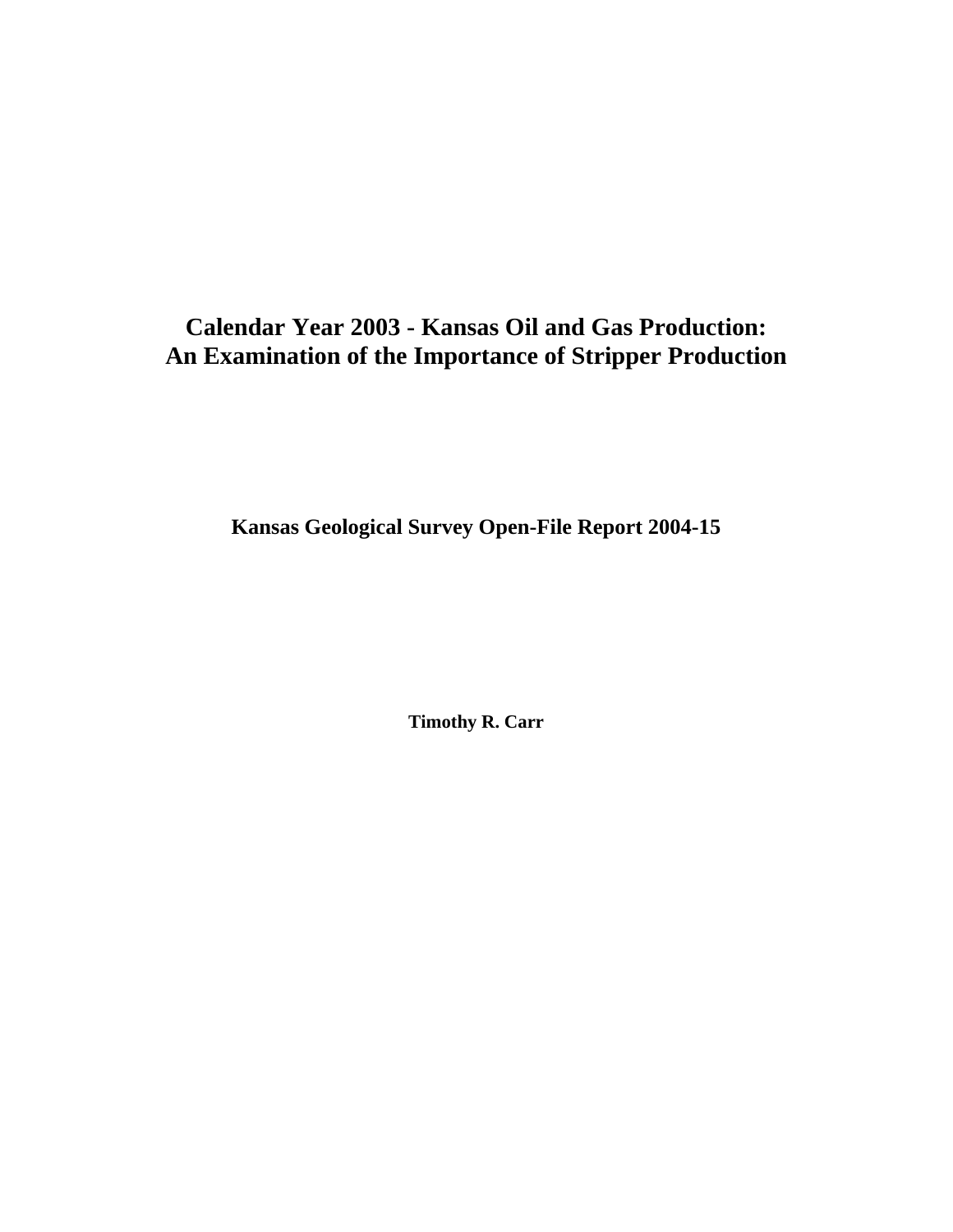# Calendar Year 2003 - Kansas Oil and Gas Production: An Examination of the Importance of Stripper Production

**Kansas Geological Survey Open-File Report 2004-15**

**Timothy R. Carr**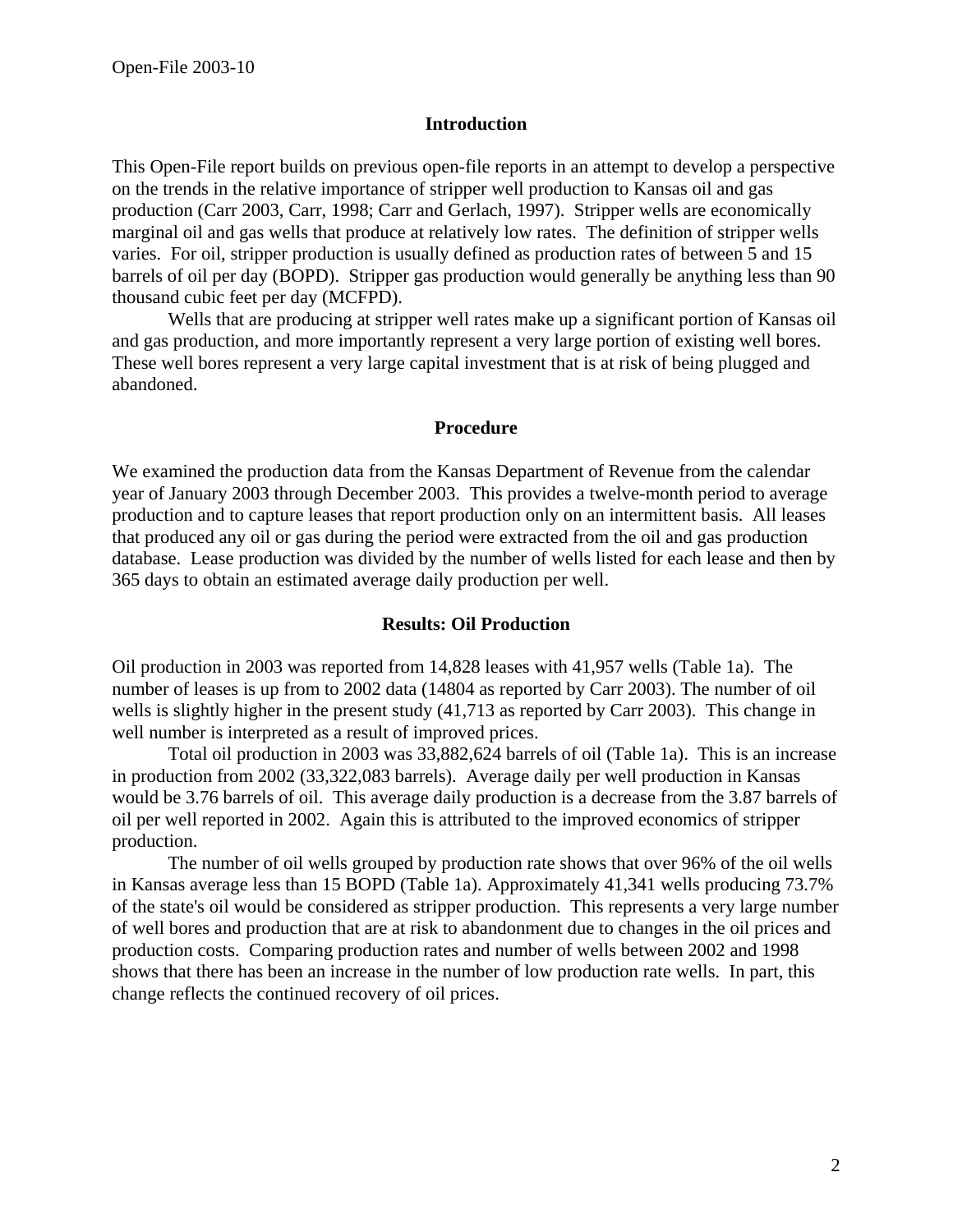## Introduction

This Open-File report builds on previous open-file reports in an attempt to develop a perspective on the trends in the relative importance of stripper well production to Kansas oil and gas production (Carr 2003, Carr, 1998; Carr and Gerlach, 1997). Stripper wells are economically marginal oil and gas wells that produce at relatively low rates. The definition of stripper wells varies. For oil, stripper production is usually defined as production rates of between 5 and 15 barrels of oil per day (BOPD). Stripper gas production would generally be anything less than 90 thousand cubic feet per day (MCFPD).

Wells that are producing at stripper well rates make up a significant portion of Kansas oil and gas production, and more importantly represent a very large portion of existing well bores. These well bores represent a very large capital investment that is at risk of being plugged and abandoned.

## Procedure

We examined the production data from the Kansas Department of Revenue from the calendar year of January 2003 through December 2003. This provides a twelve-month period to average production and to capture leases that report production only on an intermittent basis. All leases that produced any oil or gas during the period were extracted from the oil and gas production database. Lease production was divided by the number of wells listed for each lease and then by 365 days to obtain an estimated average daily production per well.

## Results: Oil Production

Oil production in 2003 was reported from 14,828 leases with 41,957 wells (Table 1a). The number of leases is up from to 2002 data (14804 as reported by Carr 2003). The number of oil wells is slightly higher in the present study (41,713 as reported by Carr 2003). This change in well number is interpreted as a result of improved prices.

Total oil production in 2003 was 33,882,624 barrels of oil (Table 1a). This is an increase in production from 2002 (33,322,083 barrels). Average daily per well production in Kansas would be 3.76 barrels of oil. This average daily production is a decrease from the 3.87 barrels of oil per well reported in 2002. Again this is attributed to the improved economics of stripper production.

The number of oil wells grouped by production rate shows that over 96% of the oil wells in Kansas average less than 15 BOPD (Table 1a). Approximately 41,341 wells producing 73.7% of the state's oil would be considered as stripper production. This represents a very large number of well bores and production that are at risk to abandonment due to changes in the oil prices and production costs. Comparing production rates and number of wells between 2002 and 1998 shows that there has been an increase in the number of low production rate wells. In part, this change reflects the continued recovery of oil prices.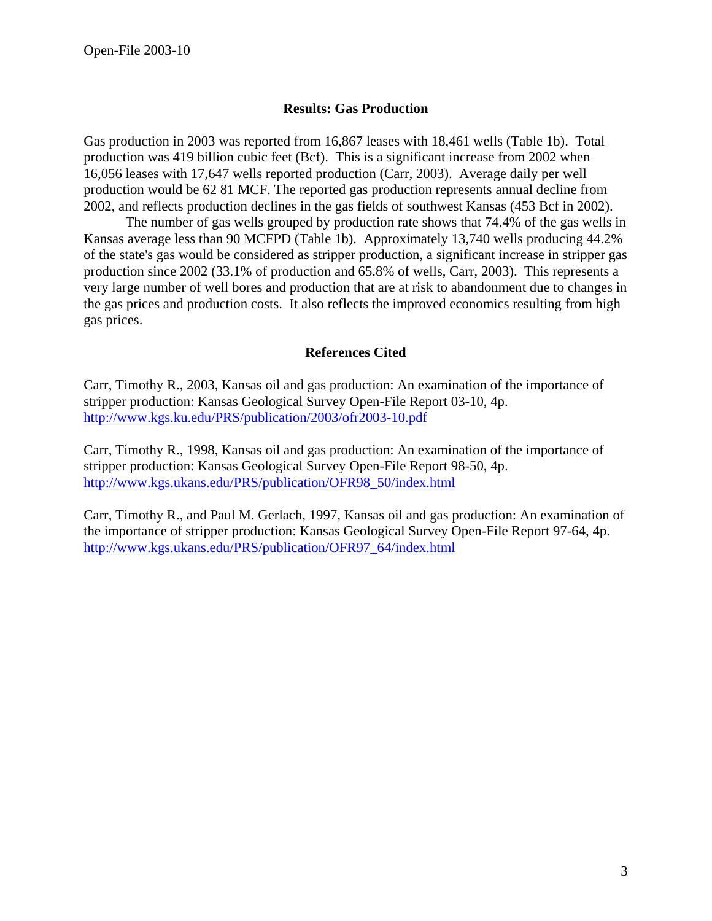## Results: Gas Production

Gas production in 2003 was reported from 16,867 leases with 18,461 wells (Table 1b). Total production was 419 billion cubic feet (Bcf). This is a significant increase from 2002 when 16,056 leases with 17,647 wells reported production (Carr, 2003). Average daily per well production would be 62 81 MCF. The reported gas production represents annual decline from 2002, and reflects production declines in the gas fields of southwest Kansas (453 Bcf in 2002).

The number of gas wells grouped by production rate shows that 74.4% of the gas wells in Kansas average less than 90 MCFPD (Table 1b). Approximately 13,740 wells producing 44.2% of the state's gas would be considered as stripper production, a significant increase in stripper gas production since 2002 (33.1% of production and 65.8% of wells, Carr, 2003). This represents a very large number of well bores and production that are at risk to abandonment due to changes in the gas prices and production costs. It also reflects the improved economics resulting from high gas prices.

## References Cited

Carr, Timothy R., 2003, Kansas oil and gas production: An examination of the importance of stripper production: Kansas Geological Survey Open-File Report 03-10, 4p. http://www.kgs.ku.edu/PRS/publication/2003/ofr2003-10.pdf

Carr, Timothy R., 1998, Kansas oil and gas production: An examination of the importance of stripper production: Kansas Geological Survey Open-File Report 98-50, 4p. http://www.kgs.ukans.edu/PRS/publication/OFR98_50/index.html

Carr, Timothy R., and Paul M. Gerlach, 1997, Kansas oil and gas production: An examination of the importance of stripper production: Kansas Geological Survey Open-File Report 97-64, 4p. http://www.kgs.ukans.edu/PRS/publication/OFR97_64/index.html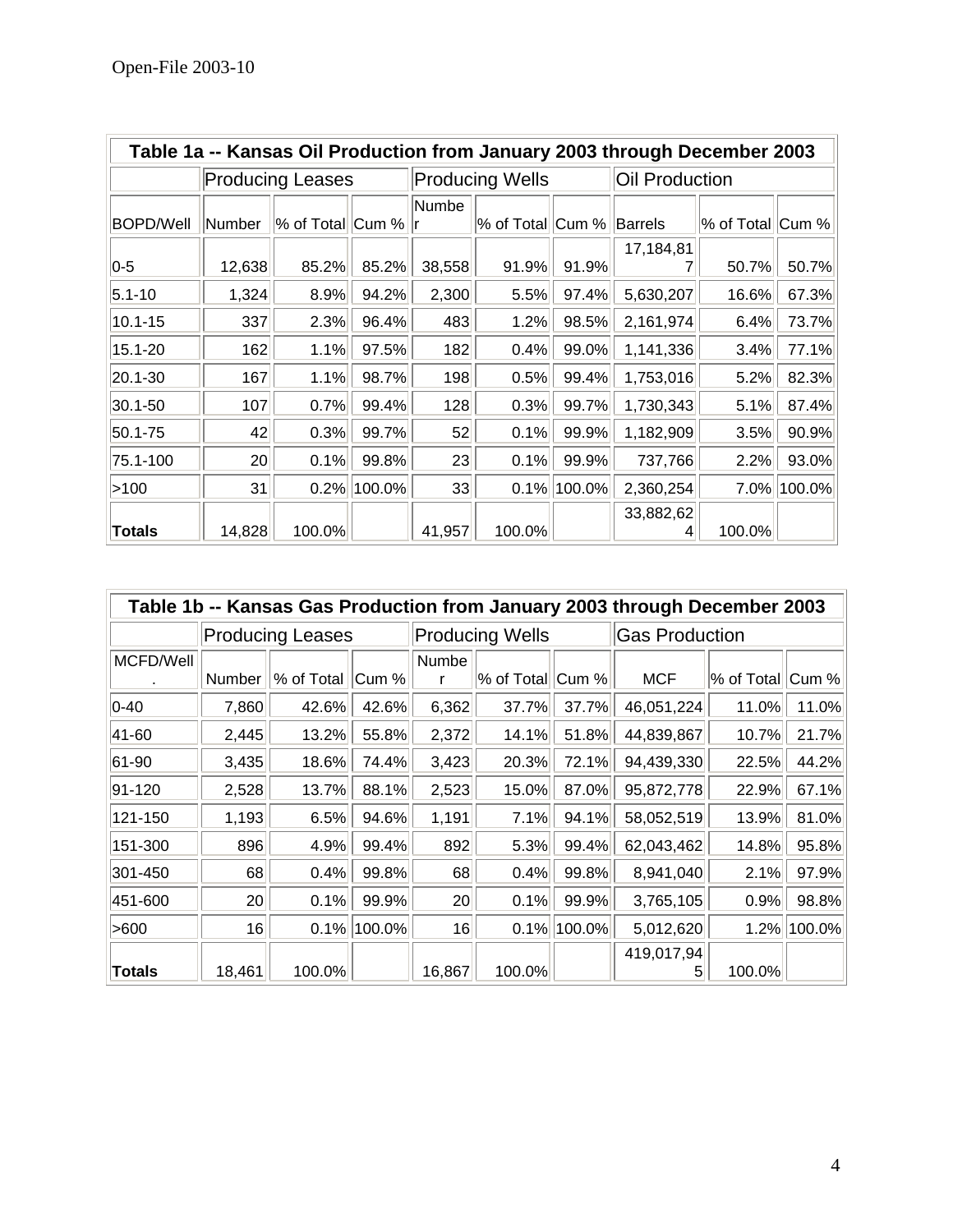| Table 1a -- Kansas Oil Production from January 2003 through December 2003 | | | | | | | | | |
|---|---|---|---|---|---|---|---|---|---|
| | Producing Leases | | | Producing Wells | | | Oil Production | | |
| BOPD/Well | Number | % of Total | Cum % | Number | % of Total | Cum % | Barrels | % of Total | Cum % |
| 0-5 | 12,638 | 85.2% | 85.2% | 38,558 | 91.9% | 91.9% | 17,184,817 | 50.7% | 50.7% |
| 5.1-10 | 1,324 | 8.9% | 94.2% | 2,300 | 5.5% | 97.4% | 5,630,207 | 16.6% | 67.3% |
| 10.1-15 | 337 | 2.3% | 96.4% | 483 | 1.2% | 98.5% | 2,161,974 | 6.4% | 73.7% |
| 15.1-20 | 162 | 1.1% | 97.5% | 182 | 0.4% | 99.0% | 1,141,336 | 3.4% | 77.1% |
| 20.1-30 | 167 | 1.1% | 98.7% | 198 | 0.5% | 99.4% | 1,753,016 | 5.2% | 82.3% |
| 30.1-50 | 107 | 0.7% | 99.4% | 128 | 0.3% | 99.7% | 1,730,343 | 5.1% | 87.4% |
| 50.1-75 | 42 | 0.3% | 99.7% | 52 | 0.1% | 99.9% | 1,182,909 | 3.5% | 90.9% |
| 75.1-100 | 20 | 0.1% | 99.8% | 23 | 0.1% | 99.9% | 737,766 | 2.2% | 93.0% |
| >100 | 31 | 0.2% | 100.0% | 33 | 0.1% | 100.0% | 2,360,254 | 7.0% | 100.0% |
| **Totals** | 14,828 | 100.0% | | 41,957 | 100.0% | | 33,882,624 | 100.0% | |

| Table 1b -- Kansas Gas Production from January 2003 through December 2003 | | | | | | | | | |
|---|---|---|---|---|---|---|---|---|---|
| | Producing Leases | | | Producing Wells | | | Gas Production | | |
| MCFD/Well. | Number | % of Total | Cum % | Number | % of Total | Cum % | MCF | % of Total | Cum % |
| 0-40 | 7,860 | 42.6% | 42.6% | 6,362 | 37.7% | 37.7% | 46,051,224 | 11.0% | 11.0% |
| 41-60 | 2,445 | 13.2% | 55.8% | 2,372 | 14.1% | 51.8% | 44,839,867 | 10.7% | 21.7% |
| 61-90 | 3,435 | 18.6% | 74.4% | 3,423 | 20.3% | 72.1% | 94,439,330 | 22.5% | 44.2% |
| 91-120 | 2,528 | 13.7% | 88.1% | 2,523 | 15.0% | 87.0% | 95,872,778 | 22.9% | 67.1% |
| 121-150 | 1,193 | 6.5% | 94.6% | 1,191 | 7.1% | 94.1% | 58,052,519 | 13.9% | 81.0% |
| 151-300 | 896 | 4.9% | 99.4% | 892 | 5.3% | 99.4% | 62,043,462 | 14.8% | 95.8% |
| 301-450 | 68 | 0.4% | 99.8% | 68 | 0.4% | 99.8% | 8,941,040 | 2.1% | 97.9% |
| 451-600 | 20 | 0.1% | 99.9% | 20 | 0.1% | 99.9% | 3,765,105 | 0.9% | 98.8% |
| >600 | 16 | 0.1% | 100.0% | 16 | 0.1% | 100.0% | 5,012,620 | 1.2% | 100.0% |
| **Totals** | 18,461 | 100.0% | | 16,867 | 100.0% | | 419,017,945 | 100.0% | |